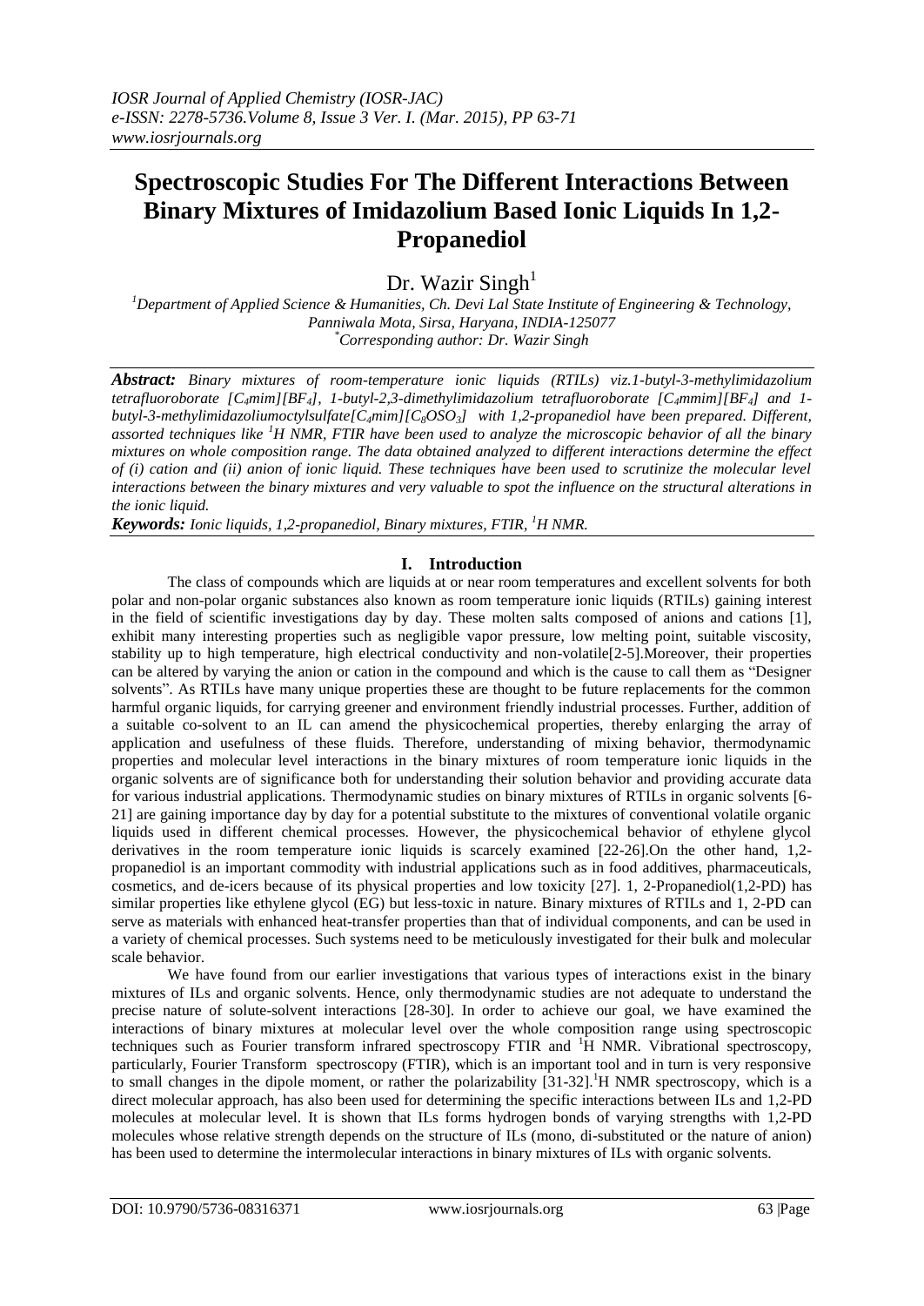# Spectroscopic Studies For The Different Interactions Between Binary Mixtures of Imidazolium Based Ionic Liquids In 1,2-Propanediol

Dr. Wazir Singh[1]

[1]*Department of Applied Science & Humanities, Ch. Devi Lal State Institute of Engineering & Technology, Panniwala Mota, Sirsa, Haryana, INDIA-125077*
*\*Corresponding author: Dr. Wazir Singh*

***Abstract:*** *Binary mixtures of room-temperature ionic liquids (RTILs) viz.1-butyl-3-methylimidazolium tetrafluoroborate [$C_4$mim][$BF_4$], 1-butyl-2,3-dimethylimidazolium tetrafluoroborate [$C_4$mmim][$BF_4$] and 1-butyl-3-methylimidazoliumoctylsulfate[$C_4$mim][$C_8OSO_3$] with 1,2-propanediol have been prepared. Different, assorted techniques like $^1$H NMR, FTIR have been used to analyze the microscopic behavior of all the binary mixtures on whole composition range. The data obtained analyzed to different interactions determine the effect of (i) cation and (ii) anion of ionic liquid. These techniques have been used to scrutinize the molecular level interactions between the binary mixtures and very valuable to spot the influence on the structural alterations in the ionic liquid.*

***Keywords:*** *Ionic liquids, 1,2-propanediol, Binary mixtures, FTIR, $^1$H NMR.*

## I. Introduction

The class of compounds which are liquids at or near room temperatures and excellent solvents for both polar and non-polar organic substances also known as room temperature ionic liquids (RTILs) gaining interest in the field of scientific investigations day by day. These molten salts composed of anions and cations [1], exhibit many interesting properties such as negligible vapor pressure, low melting point, suitable viscosity, stability up to high temperature, high electrical conductivity and non-volatile[2-5].Moreover, their properties can be altered by varying the anion or cation in the compound and which is the cause to call them as "Designer solvents". As RTILs have many unique properties these are thought to be future replacements for the common harmful organic liquids, for carrying greener and environment friendly industrial processes. Further, addition of a suitable co-solvent to an IL can amend the physicochemical properties, thereby enlarging the array of application and usefulness of these fluids. Therefore, understanding of mixing behavior, thermodynamic properties and molecular level interactions in the binary mixtures of room temperature ionic liquids in the organic solvents are of significance both for understanding their solution behavior and providing accurate data for various industrial applications. Thermodynamic studies on binary mixtures of RTILs in organic solvents [6-21] are gaining importance day by day for a potential substitute to the mixtures of conventional volatile organic liquids used in different chemical processes. However, the physicochemical behavior of ethylene glycol derivatives in the room temperature ionic liquids is scarcely examined [22-26].On the other hand, 1,2-propanediol is an important commodity with industrial applications such as in food additives, pharmaceuticals, cosmetics, and de-icers because of its physical properties and low toxicity [27]. 1, 2-Propanediol(1,2-PD) has similar properties like ethylene glycol (EG) but less-toxic in nature. Binary mixtures of RTILs and 1, 2-PD can serve as materials with enhanced heat-transfer properties than that of individual components, and can be used in a variety of chemical processes. Such systems need to be meticulously investigated for their bulk and molecular scale behavior.

We have found from our earlier investigations that various types of interactions exist in the binary mixtures of ILs and organic solvents. Hence, only thermodynamic studies are not adequate to understand the precise nature of solute-solvent interactions [28-30]. In order to achieve our goal, we have examined the interactions of binary mixtures at molecular level over the whole composition range using spectroscopic techniques such as Fourier transform infrared spectroscopy FTIR and $^1$H NMR. Vibrational spectroscopy, particularly, Fourier Transform spectroscopy (FTIR), which is an important tool and in turn is very responsive to small changes in the dipole moment, or rather the polarizability [31-32].$^1$H NMR spectroscopy, which is a direct molecular approach, has also been used for determining the specific interactions between ILs and 1,2-PD molecules at molecular level. It is shown that ILs forms hydrogen bonds of varying strengths with 1,2-PD molecules whose relative strength depends on the structure of ILs (mono, di-substituted or the nature of anion) has been used to determine the intermolecular interactions in binary mixtures of ILs with organic solvents.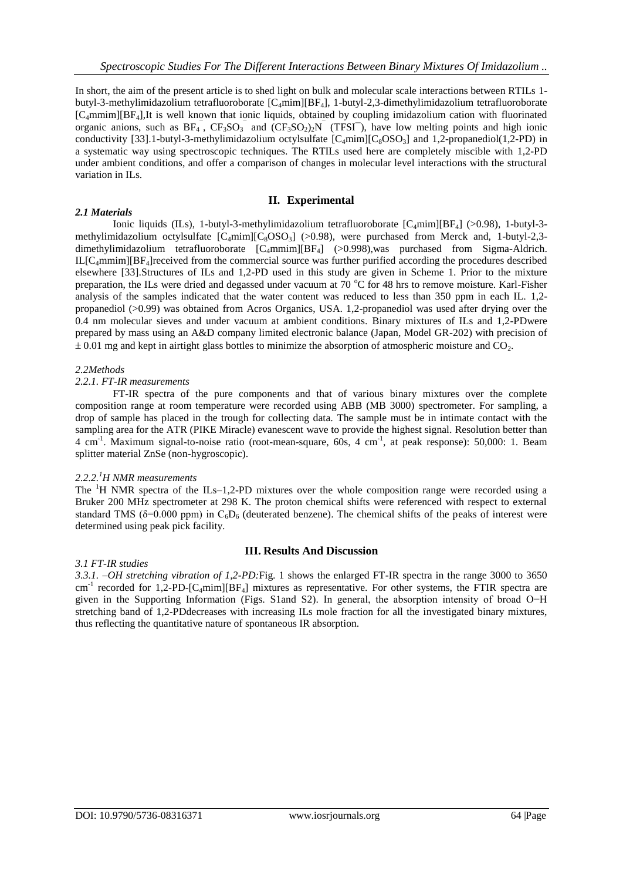In short, the aim of the present article is to shed light on bulk and molecular scale interactions between RTILs 1-butyl-3-methylimidazolium tetrafluoroborate $[C_4mim][BF_4]$, 1-butyl-2,3-dimethylimidazolium tetrafluoroborate $[C_4mmim][BF_4]$,It is well known that ionic liquids, obtained by coupling imidazolium cation with fluorinated organic anions, such as $BF_4^-$, $CF_3SO_3^-$ and $(CF_3SO_2)_2N^-$ ($TFSI^-$), have low melting points and high ionic conductivity [33].1-butyl-3-methylimidazolium octylsulfate $[C_4mim][C_8OSO_3]$ and 1,2-propanediol(1,2-PD) in a systematic way using spectroscopic techniques. The RTILs used here are completely miscible with 1,2-PD under ambient conditions, and offer a comparison of changes in molecular level interactions with the structural variation in ILs.

## II. Experimental

### *2.1 Materials*

Ionic liquids (ILs), 1-butyl-3-methylimidazolium tetrafluoroborate $[C_4mim][BF_4]$ (>0.98), 1-butyl-3-methylimidazolium octylsulfate $[C_4mim][C_8OSO_3]$ (>0.98), were purchased from Merck and, 1-butyl-2,3-dimethylimidazolium tetrafluoroborate $[C_4mmim][BF_4]$ (>0.998),was purchased from Sigma-Aldrich. IL$[C_4mmim][BF_4]$received from the commercial source was further purified according the procedures described elsewhere [33].Structures of ILs and 1,2-PD used in this study are given in Scheme 1. Prior to the mixture preparation, the ILs were dried and degassed under vacuum at 70 °C for 48 hrs to remove moisture. Karl-Fisher analysis of the samples indicated that the water content was reduced to less than 350 ppm in each IL. 1,2-propanediol (>0.99) was obtained from Acros Organics, USA. 1,2-propanediol was used after drying over the 0.4 nm molecular sieves and under vacuum at ambient conditions. Binary mixtures of ILs and 1,2-PDwere prepared by mass using an A&D company limited electronic balance (Japan, Model GR-202) with precision of ± 0.01 mg and kept in airtight glass bottles to minimize the absorption of atmospheric moisture and $CO_2$.

### *2.2Methods*

#### *2.2.1. FT-IR measurements*

FT-IR spectra of the pure components and that of various binary mixtures over the complete composition range at room temperature were recorded using ABB (MB 3000) spectrometer. For sampling, a drop of sample has placed in the trough for collecting data. The sample must be in intimate contact with the sampling area for the ATR (PIKE Miracle) evanescent wave to provide the highest signal. Resolution better than 4 $cm^{-1}$. Maximum signal-to-noise ratio (root-mean-square, 60s, 4 $cm^{-1}$, at peak response): 50,000: 1. Beam splitter material ZnSe (non-hygroscopic).

#### *2.2.2.$^1$H NMR measurements*

The $^1$H NMR spectra of the ILs–1,2-PD mixtures over the whole composition range were recorded using a Bruker 200 MHz spectrometer at 298 K. The proton chemical shifts were referenced with respect to external standard TMS (δ=0.000 ppm) in $C_6D_6$ (deuterated benzene). The chemical shifts of the peaks of interest were determined using peak pick facility.

## III. Results And Discussion

### *3.1 FT-IR studies*

*3.3.1. –OH stretching vibration of 1,2-PD:*Fig. 1 shows the enlarged FT-IR spectra in the range 3000 to 3650 $cm^{-1}$ recorded for 1,2-PD-$[C_4mim][BF_4]$ mixtures as representative. For other systems, the FTIR spectra are given in the Supporting Information (Figs. S1and S2). In general, the absorption intensity of broad O−H stretching band of 1,2-PDdecreases with increasing ILs mole fraction for all the investigated binary mixtures, thus reflecting the quantitative nature of spontaneous IR absorption.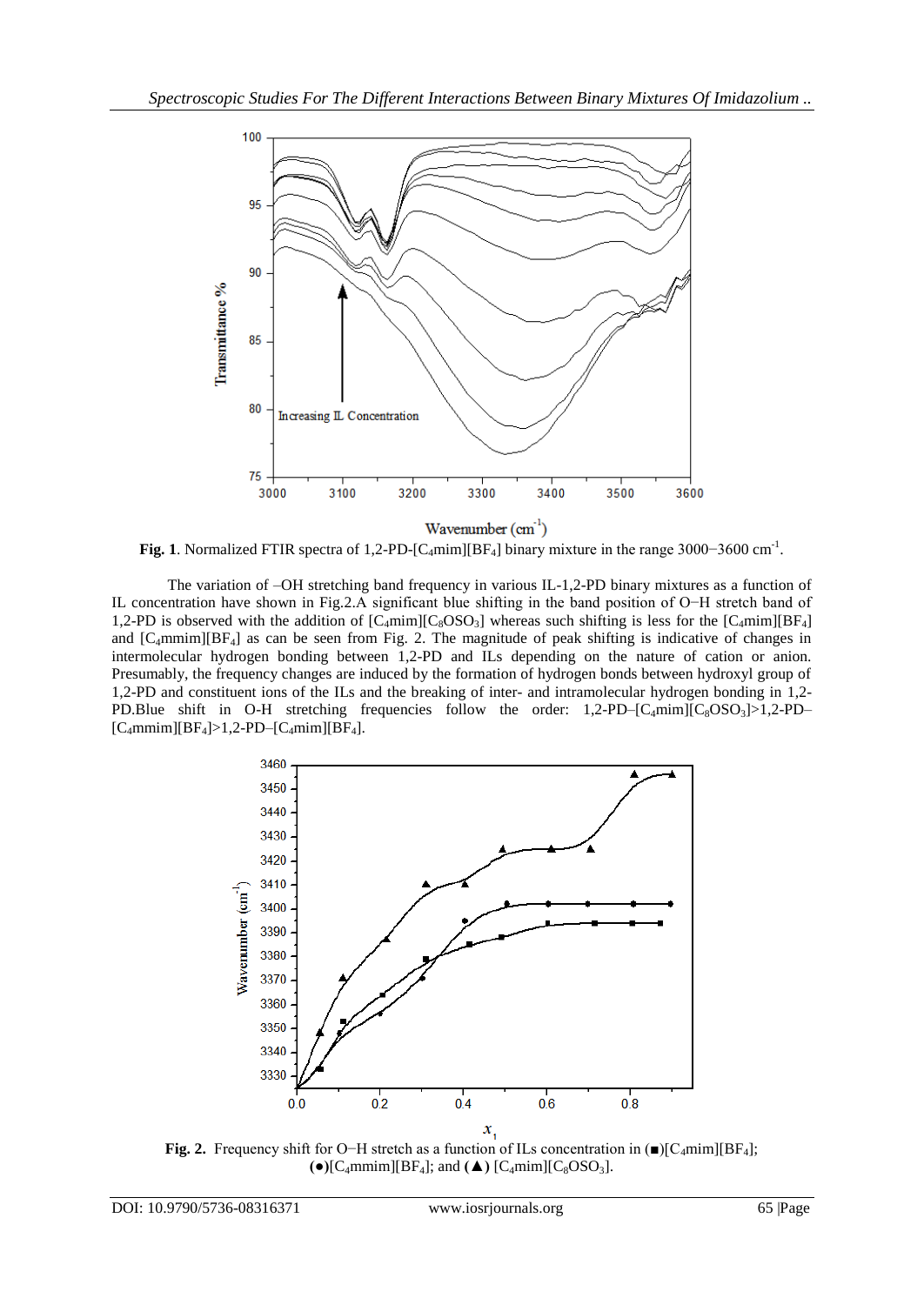**Fig. 1**. Normalized FTIR spectra of 1,2-PD-[$C_4$mim][$BF_4$] binary mixture in the range 3000−3600 $cm^{-1}$.

The variation of –OH stretching band frequency in various IL-1,2-PD binary mixtures as a function of IL concentration have shown in Fig.2.A significant blue shifting in the band position of O−H stretch band of 1,2-PD is observed with the addition of [$C_4$mim][$C_8OSO_3$] whereas such shifting is less for the [$C_4$mim][$BF_4$] and [$C_4$mmim][$BF_4$] as can be seen from Fig. 2. The magnitude of peak shifting is indicative of changes in intermolecular hydrogen bonding between 1,2-PD and ILs depending on the nature of cation or anion. Presumably, the frequency changes are induced by the formation of hydrogen bonds between hydroxyl group of 1,2-PD and constituent ions of the ILs and the breaking of inter- and intramolecular hydrogen bonding in 1,2-PD.Blue shift in O-H stretching frequencies follow the order: 1,2-PD–[$C_4$mim][$C_8OSO_3$]>1,2-PD–[$C_4$mmim][$BF_4$]>1,2-PD–[$C_4$mim][$BF_4$].

**Fig. 2.** Frequency shift for O−H stretch as a function of ILs concentration in (■)[$C_4$mim][$BF_4$]; (●)[$C_4$mmim][$BF_4$]; and (▲) [$C_4$mim][$C_8OSO_3$].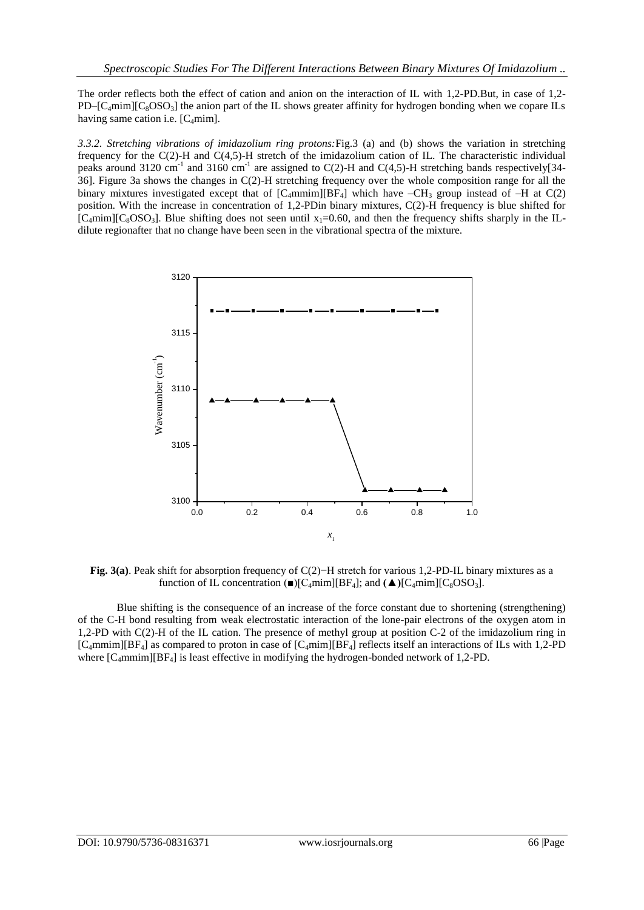The order reflects both the effect of cation and anion on the interaction of IL with 1,2-PD.But, in case of 1,2-PD–[$C_4$mim][$C_8OSO_3$] the anion part of the IL shows greater affinity for hydrogen bonding when we copare ILs having same cation i.e. [$C_4$mim].

*3.3.2. Stretching vibrations of imidazolium ring protons:* Fig.3 (a) and (b) shows the variation in stretching frequency for the C(2)-H and C(4,5)-H stretch of the imidazolium cation of IL. The characteristic individual peaks around 3120 $cm^{-1}$ and 3160 $cm^{-1}$ are assigned to C(2)-H and C(4,5)-H stretching bands respectively[34-36]. Figure 3a shows the changes in C(2)-H stretching frequency over the whole composition range for all the binary mixtures investigated except that of [$C_4$mmim][$BF_4$] which have –$CH_3$ group instead of –H at C(2) position. With the increase in concentration of 1,2-PDin binary mixtures, C(2)-H frequency is blue shifted for [$C_4$mim][$C_8OSO_3$]. Blue shifting does not seen until $x_1$=0.60, and then the frequency shifts sharply in the IL-dilute regionafter that no change have been seen in the vibrational spectra of the mixture.

**Fig. 3(a)**. Peak shift for absorption frequency of C(2)−H stretch for various 1,2-PD-IL binary mixtures as a function of IL concentration (■)[$C_4$mim][$BF_4$]; and (▲)[$C_4$mim][$C_8OSO_3$].

Blue shifting is the consequence of an increase of the force constant due to shortening (strengthening) of the C-H bond resulting from weak electrostatic interaction of the lone-pair electrons of the oxygen atom in 1,2-PD with C(2)-H of the IL cation. The presence of methyl group at position C-2 of the imidazolium ring in [$C_4$mmim][$BF_4$] as compared to proton in case of [$C_4$mim][$BF_4$] reflects itself an interactions of ILs with 1,2-PD where [$C_4$mmim][$BF_4$] is least effective in modifying the hydrogen-bonded network of 1,2-PD.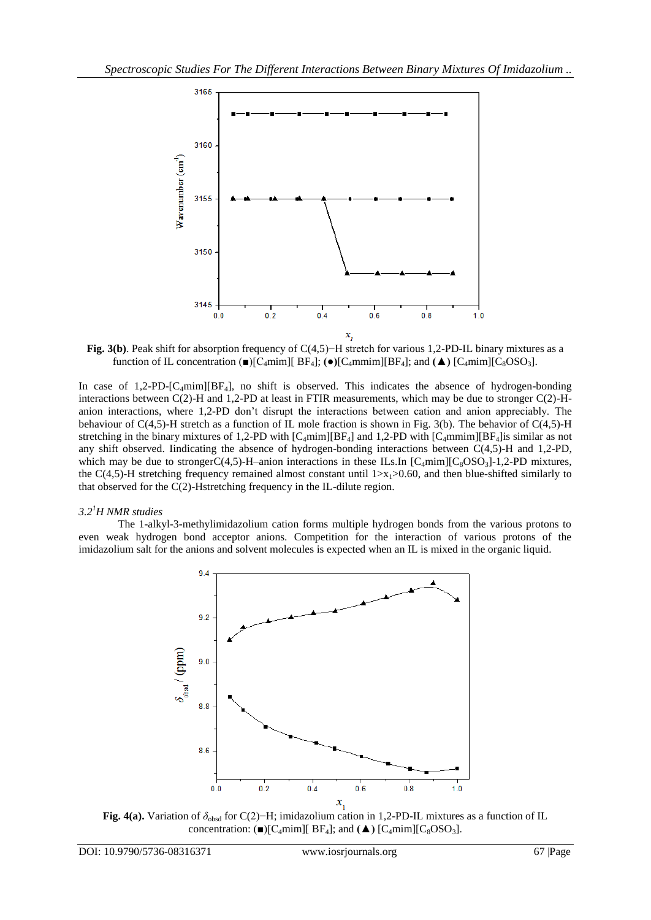**Fig. 3(b)**. Peak shift for absorption frequency of C(4,5)−H stretch for various 1,2-PD-IL binary mixtures as a function of IL concentration (■)[$C_4$mim][ $BF_4$]; (●)[$C_4$mmim][$BF_4$]; and (▲) [$C_4$mim][$C_8OSO_3$].

In case of 1,2-PD-[$C_4$mim][$BF_4$], no shift is observed. This indicates the absence of hydrogen-bonding interactions between C(2)-H and 1,2-PD at least in FTIR measurements, which may be due to stronger C(2)-H-anion interactions, where 1,2-PD don't disrupt the interactions between cation and anion appreciably. The behaviour of C(4,5)-H stretch as a function of IL mole fraction is shown in Fig. 3(b). The behavior of C(4,5)-H stretching in the binary mixtures of 1,2-PD with [$C_4$mim][$BF_4$] and 1,2-PD with [$C_4$mmim][$BF_4$]is similar as not any shift observed. Iindicating the absence of hydrogen-bonding interactions between C(4,5)-H and 1,2-PD, which may be due to strongerC(4,5)-H–anion interactions in these ILs.In [$C_4$mim][$C_8OSO_3$]-1,2-PD mixtures, the C(4,5)-H stretching frequency remained almost constant until $1>x_1>0.60$, and then blue-shifted similarly to that observed for the C(2)-Hstretching frequency in the IL-dilute region.

### *3.2[1]H NMR studies*

The 1-alkyl-3-methylimidazolium cation forms multiple hydrogen bonds from the various protons to even weak hydrogen bond acceptor anions. Competition for the interaction of various protons of the imidazolium salt for the anions and solvent molecules is expected when an IL is mixed in the organic liquid.

**Fig. 4(a).** Variation of $\delta_{obsd}$ for C(2)−H; imidazolium cation in 1,2-PD-IL mixtures as a function of IL concentration: (■)[$C_4$mim][ $BF_4$]; and (▲) [$C_4$mim][$C_8OSO_3$].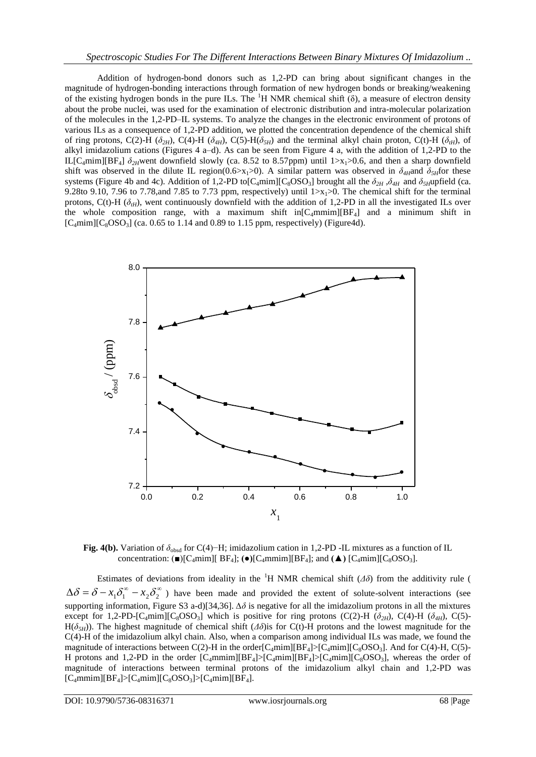Addition of hydrogen-bond donors such as 1,2-PD can bring about significant changes in the magnitude of hydrogen-bonding interactions through formation of new hydrogen bonds or breaking/weakening of the existing hydrogen bonds in the pure ILs. The $^{1}$H NMR chemical shift (δ), a measure of electron density about the probe nuclei, was used for the examination of electronic distribution and intra-molecular polarization of the molecules in the 1,2-PD–IL systems. To analyze the changes in the electronic environment of protons of various ILs as a consequence of 1,2-PD addition, we plotted the concentration dependence of the chemical shift of ring protons, C(2)-H ($\delta_{2H}$), C(4)-H ($\delta_{4H}$), C(5)-H($\delta_{5H}$) and the terminal alkyl chain proton, C(t)-H ($\delta_{tH}$), of alkyl imidazolium cations (Figures 4 a–d). As can be seen from Figure 4 a, with the addition of 1,2-PD to the IL[$C_4$mim][$BF_4$] $\delta_{2H}$went downfield slowly (ca. 8.52 to 8.57ppm) until $1>x_1>0.6$, and then a sharp downfield shift was observed in the dilute IL region($0.6>x_1>0$). A similar pattern was observed in $\delta_{4H}$and $\delta_{5H}$for these systems (Figure 4b and 4c). Addition of 1,2-PD to[$C_4$mim][$C_8OSO_3$] brought all the $\delta_{2H}$ ,$\delta_{4H}$ and $\delta_{5H}$upfield (ca. 9.28to 9.10, 7.96 to 7.78,and 7.85 to 7.73 ppm, respectively) until $1>x_1>0$. The chemical shift for the terminal protons, C(t)-H ($\delta_{tH}$), went continuously downfield with the addition of 1,2-PD in all the investigated ILs over the whole composition range, with a maximum shift in[$C_4$mmim][$BF_4$] and a minimum shift in [$C_4$mim][$C_8OSO_3$] (ca. 0.65 to 1.14 and 0.89 to 1.15 ppm, respectively) (Figure4d).

**Fig. 4(b).** Variation of $\delta_{obsd}$ for C(4)−H; imidazolium cation in 1,2-PD -IL mixtures as a function of IL concentration: (■)[$C_4$mim][ $BF_4$]; (●)[$C_4$mmim][$BF_4$]; and (▲) [$C_4$mim][$C_8OSO_3$].

Estimates of deviations from ideality in the $^{1}$H NMR chemical shift ($\Delta\delta$) from the additivity rule ( $\Delta\delta = \delta - x_1\delta_1^{\infty} - x_2\delta_2^{\infty}$ ) have been made and provided the extent of solute-solvent interactions (see supporting information, Figure S3 a-d)[34,36]. $\Delta\delta$ is negative for all the imidazolium protons in all the mixtures except for 1,2-PD-[$C_4$mim][$C_8OSO_3$] which is positive for ring protons (C(2)-H ($\delta_{2H}$), C(4)-H ($\delta_{4H}$), C(5)-H($\delta_{5H}$)). The highest magnitude of chemical shift ($\Delta\delta$)is for C(t)-H protons and the lowest magnitude for the C(4)-H of the imidazolium alkyl chain. Also, when a comparison among individual ILs was made, we found the magnitude of interactions between C(2)-H in the order[$C_4$mim][$BF_4$]>[$C_4$mim][$C_8OSO_3$]. And for C(4)-H, C(5)-H protons and 1,2-PD in the order [$C_4$mmim][$BF_4$]>[$C_4$mim][$BF_4$]>[$C_4$mim][$C_8OSO_3$], whereas the order of magnitude of interactions between terminal protons of the imidazolium alkyl chain and 1,2-PD was [$C_4$mmim][$BF_4$]>[$C_4$mim][$C_8OSO_3$]>[$C_4$mim][$BF_4$].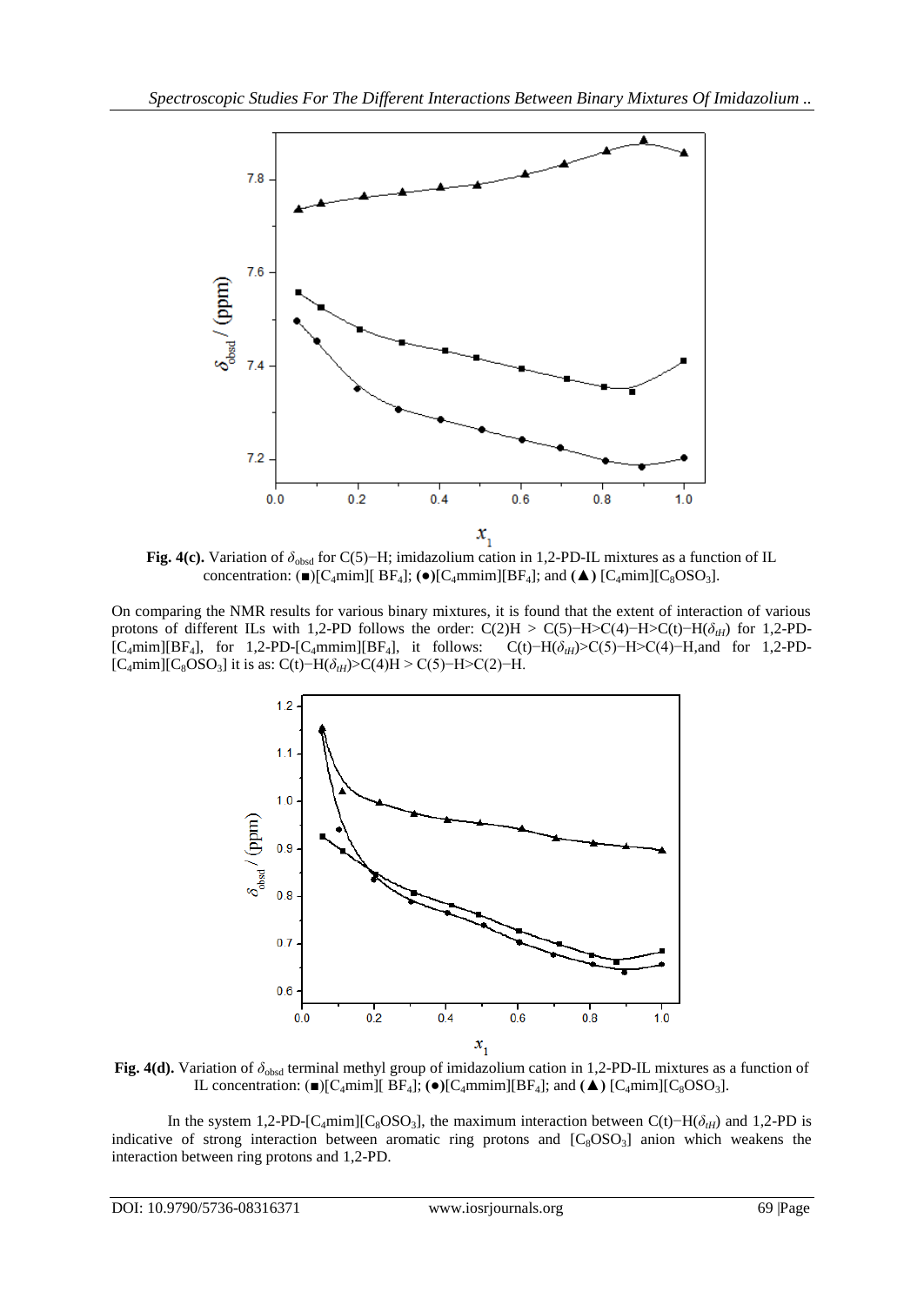**Fig. 4(c).** Variation of $\delta_{obsd}$ for C(5)−H; imidazolium cation in 1,2-PD-IL mixtures as a function of IL concentration: (■)[$C_4$mim][ $BF_4$]; (●)[$C_4$mmim][$BF_4$]; and (▲) [$C_4$mim][$C_8OSO_3$].

On comparing the NMR results for various binary mixtures, it is found that the extent of interaction of various protons of different ILs with 1,2-PD follows the order: C(2)H > C(5)−H>C(4)−H>C(t)−H($\delta_{tH}$) for 1,2-PD-[$C_4$mim][$BF_4$], for 1,2-PD-[$C_4$mmim][$BF_4$], it follows: C(t)−H($\delta_{tH}$)>C(5)−H>C(4)−H,and for 1,2-PD-[$C_4$mim][$C_8OSO_3$] it is as: C(t)−H($\delta_{tH}$)>C(4)H > C(5)−H>C(2)−H.

**Fig. 4(d).** Variation of $\delta_{obsd}$ terminal methyl group of imidazolium cation in 1,2-PD-IL mixtures as a function of IL concentration: (■)[$C_4$mim][ $BF_4$]; (●)[$C_4$mmim][$BF_4$]; and (▲) [$C_4$mim][$C_8OSO_3$].

In the system 1,2-PD-[$C_4$mim][$C_8OSO_3$], the maximum interaction between C(t)−H($\delta_{tH}$) and 1,2-PD is indicative of strong interaction between aromatic ring protons and [$C_8OSO_3$] anion which weakens the interaction between ring protons and 1,2-PD.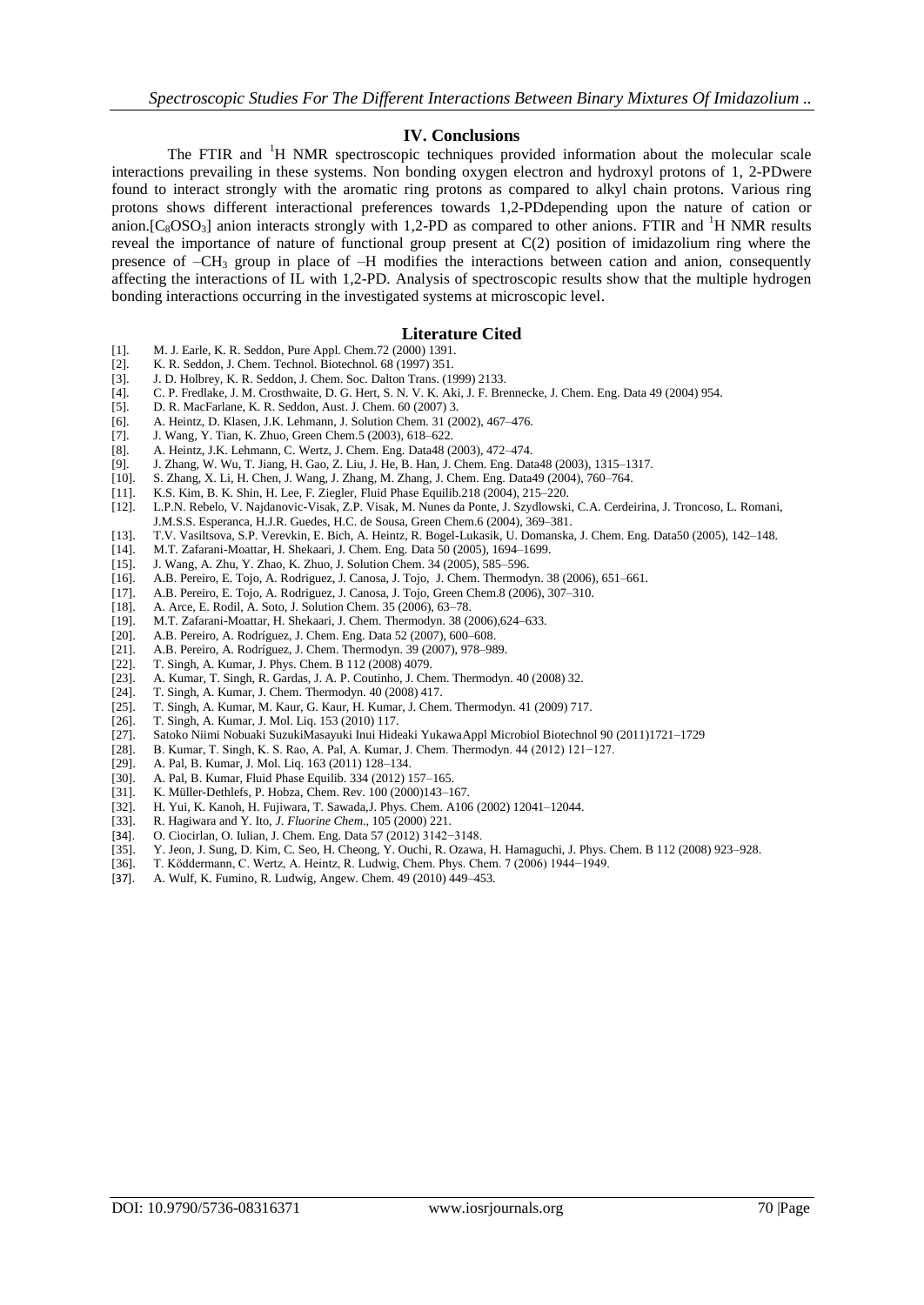## IV. Conclusions

The FTIR and $^1H$ NMR spectroscopic techniques provided information about the molecular scale interactions prevailing in these systems. Non bonding oxygen electron and hydroxyl protons of 1, 2-PDwere found to interact strongly with the aromatic ring protons as compared to alkyl chain protons. Various ring protons shows different interactional preferences towards 1,2-PDdepending upon the nature of cation or anion.[$C_8OSO_3$] anion interacts strongly with 1,2-PD as compared to other anions. FTIR and $^1H$ NMR results reveal the importance of nature of functional group present at C(2) position of imidazolium ring where the presence of $-CH_3$ group in place of –H modifies the interactions between cation and anion, consequently affecting the interactions of IL with 1,2-PD. Analysis of spectroscopic results show that the multiple hydrogen bonding interactions occurring in the investigated systems at microscopic level.

## Literature Cited

[1]. M. J. Earle, K. R. Seddon, Pure Appl. Chem.72 (2000) 1391.
[2]. K. R. Seddon, J. Chem. Technol. Biotechnol. 68 (1997) 351.
[3]. J. D. Holbrey, K. R. Seddon, J. Chem. Soc. Dalton Trans. (1999) 2133.
[4]. C. P. Fredlake, J. M. Crosthwaite, D. G. Hert, S. N. V. K. Aki, J. F. Brennecke, J. Chem. Eng. Data 49 (2004) 954.
[5]. D. R. MacFarlane, K. R. Seddon, Aust. J. Chem. 60 (2007) 3.
[6]. A. Heintz, D. Klasen, J.K. Lehmann, J. Solution Chem. 31 (2002), 467–476.
[7]. J. Wang, Y. Tian, K. Zhuo, Green Chem.5 (2003), 618–622.
[8]. A. Heintz, J.K. Lehmann, C. Wertz, J. Chem. Eng. Data48 (2003), 472–474.
[9]. J. Zhang, W. Wu, T. Jiang, H. Gao, Z. Liu, J. He, B. Han, J. Chem. Eng. Data48 (2003), 1315–1317.
[10]. S. Zhang, X. Li, H. Chen, J. Wang, J. Zhang, M. Zhang, J. Chem. Eng. Data49 (2004), 760–764.
[11]. K.S. Kim, B. K. Shin, H. Lee, F. Ziegler, Fluid Phase Equilib.218 (2004), 215–220.
[12]. L.P.N. Rebelo, V. Najdanovic-Visak, Z.P. Visak, M. Nunes da Ponte, J. Szydlowski, C.A. Cerdeirina, J. Troncoso, L. Romani, J.M.S.S. Esperanca, H.J.R. Guedes, H.C. de Sousa, Green Chem.6 (2004), 369–381.
[13]. T.V. Vasiltsova, S.P. Verevkin, E. Bich, A. Heintz, R. Bogel-Lukasik, U. Domanska, J. Chem. Eng. Data50 (2005), 142–148.
[14]. M.T. Zafarani-Moattar, H. Shekaari, J. Chem. Eng. Data 50 (2005), 1694–1699.
[15]. J. Wang, A. Zhu, Y. Zhao, K. Zhuo, J. Solution Chem. 34 (2005), 585–596.
[16]. A.B. Pereiro, E. Tojo, A. Rodriguez, J. Canosa, J. Tojo, J. Chem. Thermodyn. 38 (2006), 651–661.
[17]. A.B. Pereiro, E. Tojo, A. Rodriguez, J. Canosa, J. Tojo, Green Chem.8 (2006), 307–310.
[18]. A. Arce, E. Rodil, A. Soto, J. Solution Chem. 35 (2006), 63–78.
[19]. M.T. Zafarani-Moattar, H. Shekaari, J. Chem. Thermodyn. 38 (2006),624–633.
[20]. A.B. Pereiro, A. Rodríguez, J. Chem. Eng. Data 52 (2007), 600–608.
[21]. A.B. Pereiro, A. Rodríguez, J. Chem. Thermodyn. 39 (2007), 978–989.
[22]. T. Singh, A. Kumar, J. Phys. Chem. B 112 (2008) 4079.
[23]. A. Kumar, T. Singh, R. Gardas, J. A. P. Coutinho, J. Chem. Thermodyn. 40 (2008) 32.
[24]. T. Singh, A. Kumar, J. Chem. Thermodyn. 40 (2008) 417.
[25]. T. Singh, A. Kumar, M. Kaur, G. Kaur, H. Kumar, J. Chem. Thermodyn. 41 (2009) 717.
[26]. T. Singh, A. Kumar, J. Mol. Liq. 153 (2010) 117.
[27]. Satoko Niimi Nobuaki SuzukiMasayuki Inui Hideaki YukawaAppl Microbiol Biotechnol 90 (2011)1721–1729
[28]. B. Kumar, T. Singh, K. S. Rao, A. Pal, A. Kumar, J. Chem. Thermodyn. 44 (2012) 121−127.
[29]. A. Pal, B. Kumar, J. Mol. Liq. 163 (2011) 128–134.
[30]. A. Pal, B. Kumar, Fluid Phase Equilib. 334 (2012) 157–165.
[31]. K. Müller-Dethlefs, P. Hobza, Chem. Rev. 100 (2000)143–167.
[32]. H. Yui, K. Kanoh, H. Fujiwara, T. Sawada,J. Phys. Chem. A106 (2002) 12041–12044.
[33]. R. Hagiwara and Y. Ito, *J. Fluorine Chem*., 105 (2000) 221.
[34]. O. Ciocirlan, O. Iulian, J. Chem. Eng. Data 57 (2012) 3142−3148.
[35]. Y. Jeon, J. Sung, D. Kim, C. Seo, H. Cheong, Y. Ouchi, R. Ozawa, H. Hamaguchi, J. Phys. Chem. B 112 (2008) 923–928.
[36]. T. Köddermann, C. Wertz, A. Heintz, R. Ludwig, Chem. Phys. Chem. 7 (2006) 1944−1949.
[37]. A. Wulf, K. Fumino, R. Ludwig, Angew. Chem. 49 (2010) 449–453.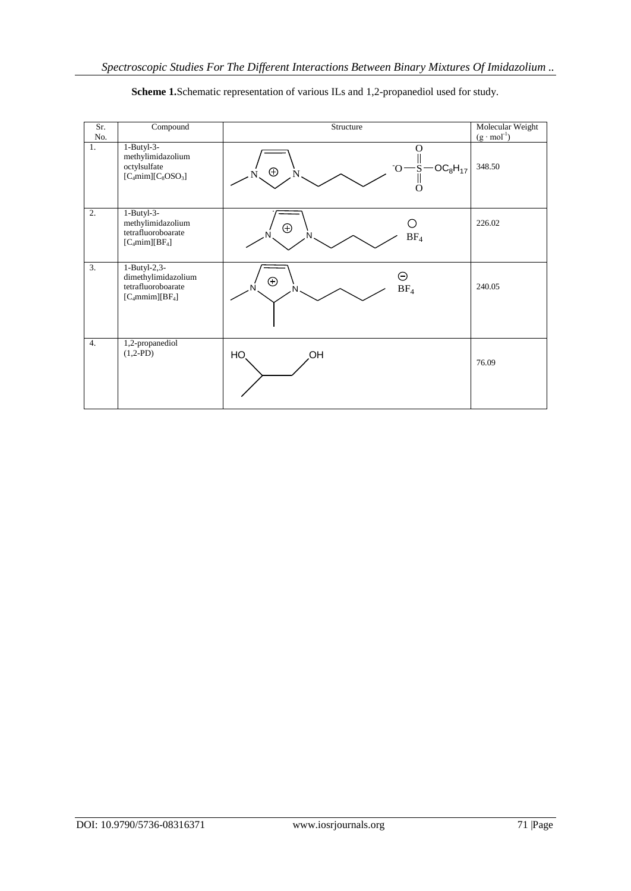**Scheme 1.** Schematic representation of various ILs and 1,2-propanediol used for study.

| Sr. No. | Compound | Structure | Molecular Weight $(g \cdot mol^{-1})$ |
| --- | --- | --- | --- |
| 1. | 1-Butyl-3-methylimidazolium octylsulfate $[C_4mim][C_8OSO_3]$ | | 348.50 |
| 2. | 1-Butyl-3-methylimidazolium tetrafluoroboarate $[C_4mim][BF_4]$ | | 226.02 |
| 3. | 1-Butyl-2,3-dimethylimidazolium tetrafluoroboarate $[C_4mmim][BF_4]$ | | 240.05 |
| 4. | 1,2-propanediol (1,2-PD) | | 76.09 |